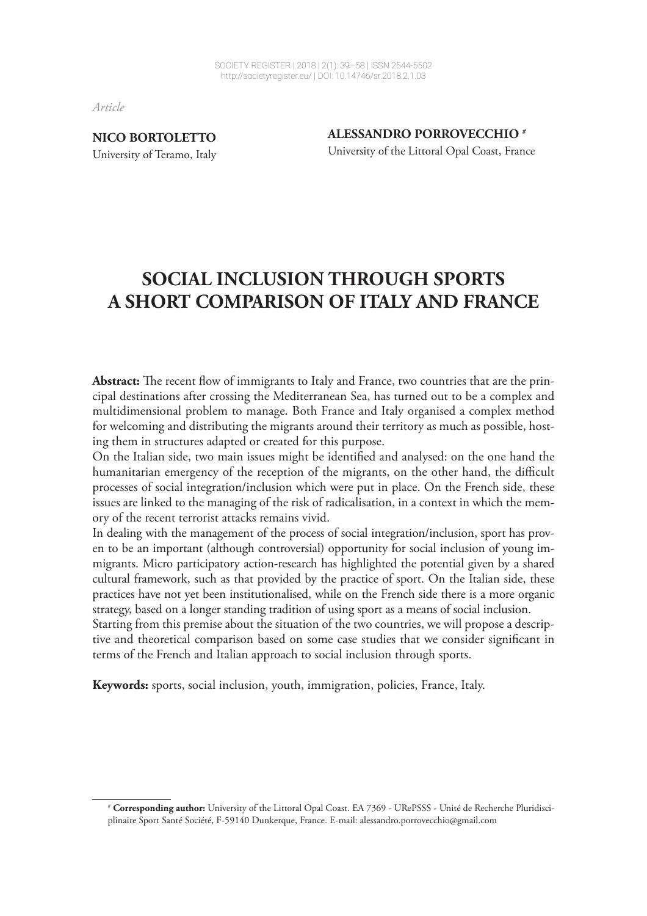*Article*

**NICO BORTOLETTO**
University of Teramo, Italy

**ALESSANDRO PORROVECCHIO** [#]
University of the Littoral Opal Coast, France

# SOCIAL INCLUSION THROUGH SPORTS A SHORT COMPARISON OF ITALY AND FRANCE

**Abstract:** The recent flow of immigrants to Italy and France, two countries that are the principal destinations after crossing the Mediterranean Sea, has turned out to be a complex and multidimensional problem to manage. Both France and Italy organised a complex method for welcoming and distributing the migrants around their territory as much as possible, hosting them in structures adapted or created for this purpose.

On the Italian side, two main issues might be identified and analysed: on the one hand the humanitarian emergency of the reception of the migrants, on the other hand, the difficult processes of social integration/inclusion which were put in place. On the French side, these issues are linked to the managing of the risk of radicalisation, in a context in which the memory of the recent terrorist attacks remains vivid.

In dealing with the management of the process of social integration/inclusion, sport has proven to be an important (although controversial) opportunity for social inclusion of young immigrants. Micro participatory action-research has highlighted the potential given by a shared cultural framework, such as that provided by the practice of sport. On the Italian side, these practices have not yet been institutionalised, while on the French side there is a more organic strategy, based on a longer standing tradition of using sport as a means of social inclusion.

Starting from this premise about the situation of the two countries, we will propose a descriptive and theoretical comparison based on some case studies that we consider significant in terms of the French and Italian approach to social inclusion through sports.

**Keywords:** sports, social inclusion, youth, immigration, policies, France, Italy.

[#] **Corresponding author:** University of the Littoral Opal Coast. EA 7369 - URePSSS - Unité de Recherche Pluridisciplinaire Sport Santé Société, F-59140 Dunkerque, France. E-mail: alessandro.porrovecchio@gmail.com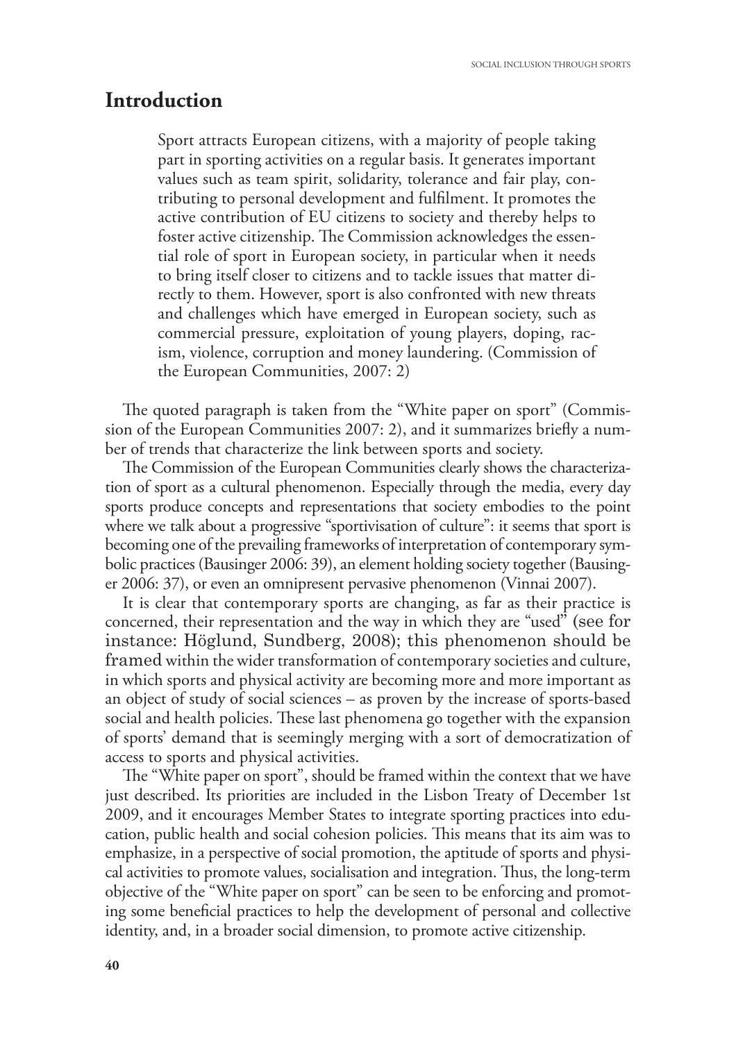## Introduction

> Sport attracts European citizens, with a majority of people taking part in sporting activities on a regular basis. It generates important values such as team spirit, solidarity, tolerance and fair play, contributing to personal development and fulfilment. It promotes the active contribution of EU citizens to society and thereby helps to foster active citizenship. The Commission acknowledges the essential role of sport in European society, in particular when it needs to bring itself closer to citizens and to tackle issues that matter directly to them. However, sport is also confronted with new threats and challenges which have emerged in European society, such as commercial pressure, exploitation of young players, doping, racism, violence, corruption and money laundering. (Commission of the European Communities, 2007: 2)

The quoted paragraph is taken from the "White paper on sport" (Commission of the European Communities 2007: 2), and it summarizes briefly a number of trends that characterize the link between sports and society.

The Commission of the European Communities clearly shows the characterization of sport as a cultural phenomenon. Especially through the media, every day sports produce concepts and representations that society embodies to the point where we talk about a progressive "sportivisation of culture": it seems that sport is becoming one of the prevailing frameworks of interpretation of contemporary symbolic practices (Bausinger 2006: 39), an element holding society together (Bausinger 2006: 37), or even an omnipresent pervasive phenomenon (Vinnai 2007).

It is clear that contemporary sports are changing, as far as their practice is concerned, their representation and the way in which they are "used" (see for instance: Höglund, Sundberg, 2008); this phenomenon should be framed within the wider transformation of contemporary societies and culture, in which sports and physical activity are becoming more and more important as an object of study of social sciences – as proven by the increase of sports-based social and health policies. These last phenomena go together with the expansion of sports' demand that is seemingly merging with a sort of democratization of access to sports and physical activities.

The "White paper on sport", should be framed within the context that we have just described. Its priorities are included in the Lisbon Treaty of December 1st 2009, and it encourages Member States to integrate sporting practices into education, public health and social cohesion policies. This means that its aim was to emphasize, in a perspective of social promotion, the aptitude of sports and physical activities to promote values, socialisation and integration. Thus, the long-term objective of the "White paper on sport" can be seen to be enforcing and promoting some beneficial practices to help the development of personal and collective identity, and, in a broader social dimension, to promote active citizenship.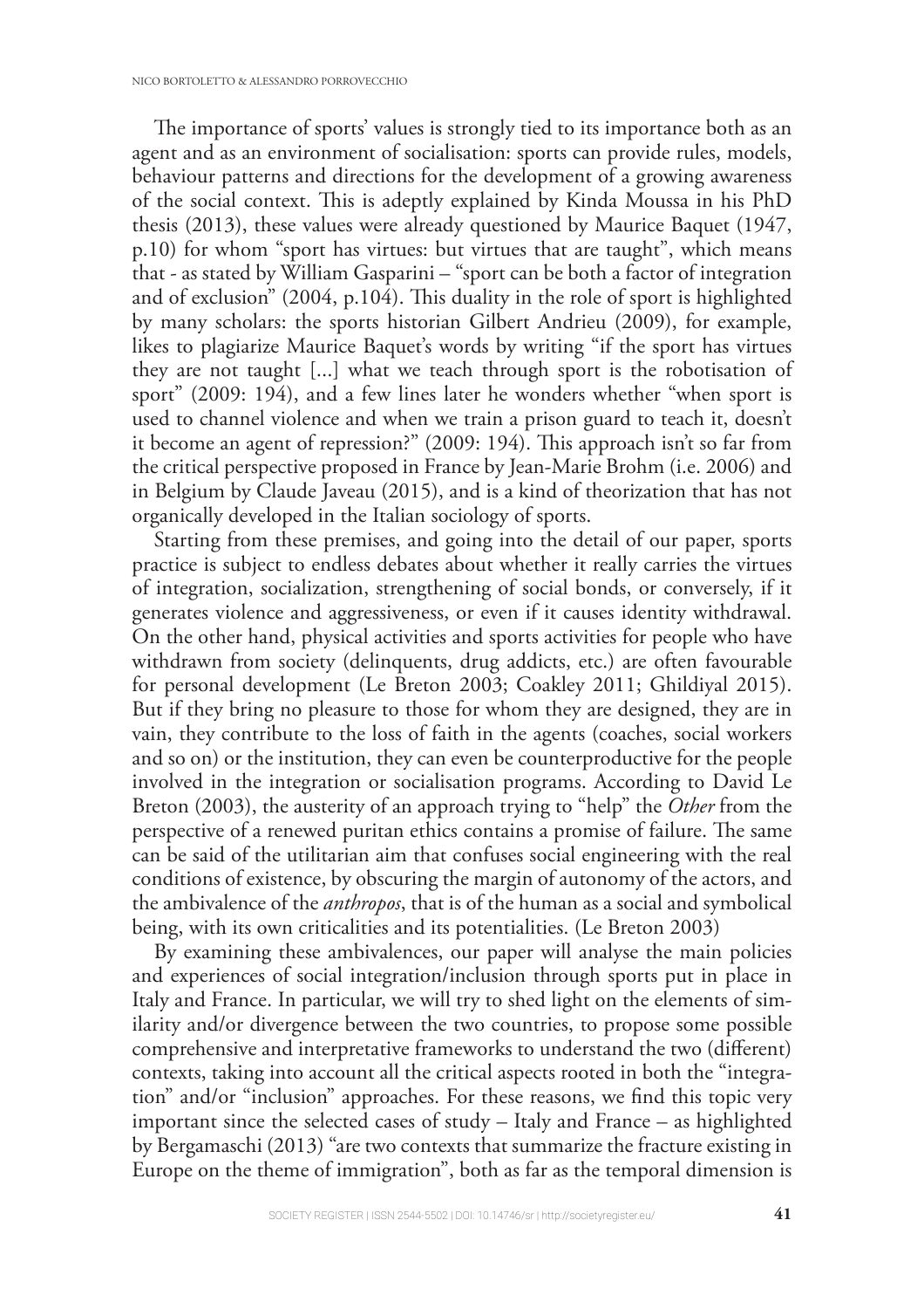The importance of sports' values is strongly tied to its importance both as an agent and as an environment of socialisation: sports can provide rules, models, behaviour patterns and directions for the development of a growing awareness of the social context. This is adeptly explained by Kinda Moussa in his PhD thesis (2013), these values were already questioned by Maurice Baquet (1947, p.10) for whom "sport has virtues: but virtues that are taught", which means that - as stated by William Gasparini – "sport can be both a factor of integration and of exclusion" (2004, p.104). This duality in the role of sport is highlighted by many scholars: the sports historian Gilbert Andrieu (2009), for example, likes to plagiarize Maurice Baquet's words by writing "if the sport has virtues they are not taught [...] what we teach through sport is the robotisation of sport" (2009: 194), and a few lines later he wonders whether "when sport is used to channel violence and when we train a prison guard to teach it, doesn't it become an agent of repression?" (2009: 194). This approach isn't so far from the critical perspective proposed in France by Jean-Marie Brohm (i.e. 2006) and in Belgium by Claude Javeau (2015), and is a kind of theorization that has not organically developed in the Italian sociology of sports.

Starting from these premises, and going into the detail of our paper, sports practice is subject to endless debates about whether it really carries the virtues of integration, socialization, strengthening of social bonds, or conversely, if it generates violence and aggressiveness, or even if it causes identity withdrawal. On the other hand, physical activities and sports activities for people who have withdrawn from society (delinquents, drug addicts, etc.) are often favourable for personal development (Le Breton 2003; Coakley 2011; Ghildiyal 2015). But if they bring no pleasure to those for whom they are designed, they are in vain, they contribute to the loss of faith in the agents (coaches, social workers and so on) or the institution, they can even be counterproductive for the people involved in the integration or socialisation programs. According to David Le Breton (2003), the austerity of an approach trying to "help" the *Other* from the perspective of a renewed puritan ethics contains a promise of failure. The same can be said of the utilitarian aim that confuses social engineering with the real conditions of existence, by obscuring the margin of autonomy of the actors, and the ambivalence of the *anthropos*, that is of the human as a social and symbolical being, with its own criticalities and its potentialities. (Le Breton 2003)

By examining these ambivalences, our paper will analyse the main policies and experiences of social integration/inclusion through sports put in place in Italy and France. In particular, we will try to shed light on the elements of similarity and/or divergence between the two countries, to propose some possible comprehensive and interpretative frameworks to understand the two (different) contexts, taking into account all the critical aspects rooted in both the "integration" and/or "inclusion" approaches. For these reasons, we find this topic very important since the selected cases of study – Italy and France – as highlighted by Bergamaschi (2013) "are two contexts that summarize the fracture existing in Europe on the theme of immigration", both as far as the temporal dimension is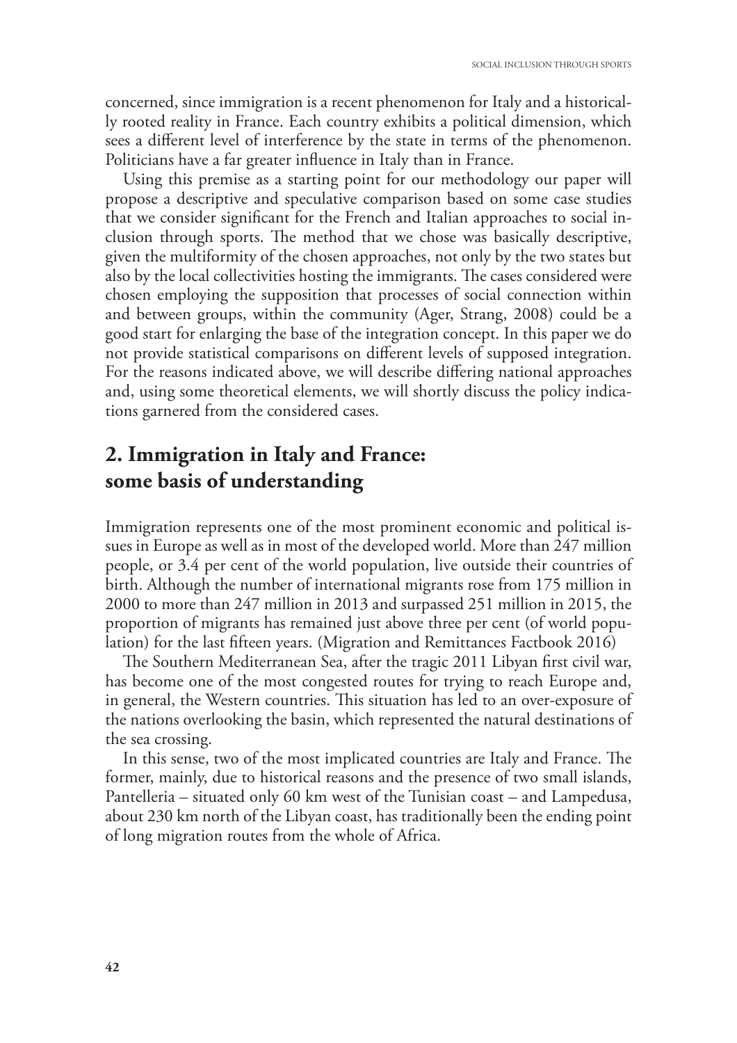concerned, since immigration is a recent phenomenon for Italy and a historically rooted reality in France. Each country exhibits a political dimension, which sees a different level of interference by the state in terms of the phenomenon. Politicians have a far greater influence in Italy than in France.

Using this premise as a starting point for our methodology our paper will propose a descriptive and speculative comparison based on some case studies that we consider significant for the French and Italian approaches to social inclusion through sports. The method that we chose was basically descriptive, given the multiformity of the chosen approaches, not only by the two states but also by the local collectivities hosting the immigrants. The cases considered were chosen employing the supposition that processes of social connection within and between groups, within the community (Ager, Strang, 2008) could be a good start for enlarging the base of the integration concept. In this paper we do not provide statistical comparisons on different levels of supposed integration. For the reasons indicated above, we will describe differing national approaches and, using some theoretical elements, we will shortly discuss the policy indications garnered from the considered cases.

## 2. Immigration in Italy and France: some basis of understanding

Immigration represents one of the most prominent economic and political issues in Europe as well as in most of the developed world. More than 247 million people, or 3.4 per cent of the world population, live outside their countries of birth. Although the number of international migrants rose from 175 million in 2000 to more than 247 million in 2013 and surpassed 251 million in 2015, the proportion of migrants has remained just above three per cent (of world population) for the last fifteen years. (Migration and Remittances Factbook 2016)

The Southern Mediterranean Sea, after the tragic 2011 Libyan first civil war, has become one of the most congested routes for trying to reach Europe and, in general, the Western countries. This situation has led to an over-exposure of the nations overlooking the basin, which represented the natural destinations of the sea crossing.

In this sense, two of the most implicated countries are Italy and France. The former, mainly, due to historical reasons and the presence of two small islands, Pantelleria – situated only 60 km west of the Tunisian coast – and Lampedusa, about 230 km north of the Libyan coast, has traditionally been the ending point of long migration routes from the whole of Africa.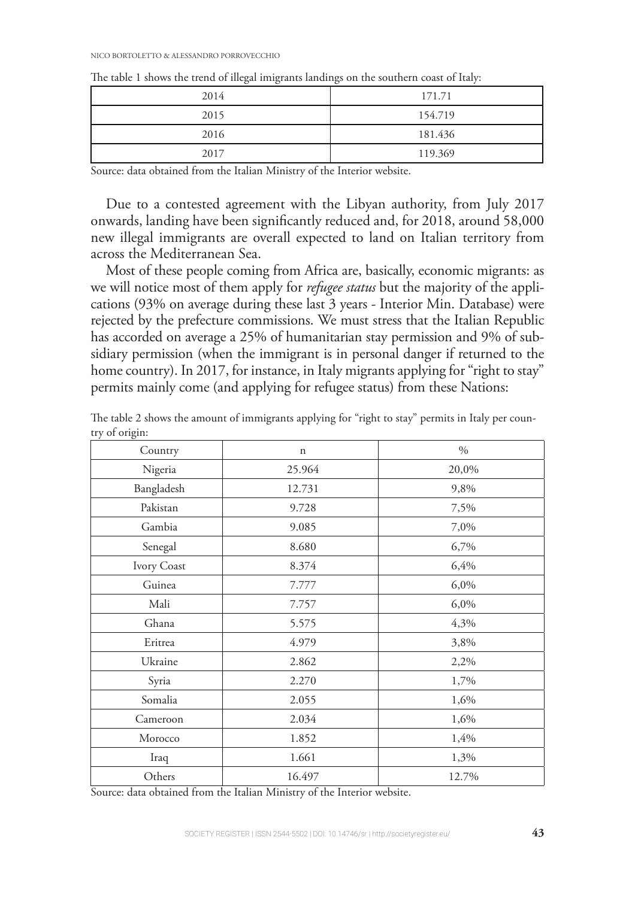The table 1 shows the trend of illegal imigrants landings on the southern coast of Italy:

| 2014 | 171.71 |
|---|---|
| 2015 | 154.719 |
| 2016 | 181.436 |
| 2017 | 119.369 |

Source: data obtained from the Italian Ministry of the Interior website.

Due to a contested agreement with the Libyan authority, from July 2017 onwards, landing have been significantly reduced and, for 2018, around 58,000 new illegal immigrants are overall expected to land on Italian territory from across the Mediterranean Sea.

Most of these people coming from Africa are, basically, economic migrants: as we will notice most of them apply for *refugee status* but the majority of the applications (93% on average during these last 3 years - Interior Min. Database) were rejected by the prefecture commissions. We must stress that the Italian Republic has accorded on average a 25% of humanitarian stay permission and 9% of subsidiary permission (when the immigrant is in personal danger if returned to the home country). In 2017, for instance, in Italy migrants applying for "right to stay" permits mainly come (and applying for refugee status) from these Nations:

The table 2 shows the amount of immigrants applying for "right to stay" permits in Italy per country of origin:

| Country | n | % |
|---|---|---|
| Nigeria | 25.964 | 20,0% |
| Bangladesh | 12.731 | 9,8% |
| Pakistan | 9.728 | 7,5% |
| Gambia | 9.085 | 7,0% |
| Senegal | 8.680 | 6,7% |
| Ivory Coast | 8.374 | 6,4% |
| Guinea | 7.777 | 6,0% |
| Mali | 7.757 | 6,0% |
| Ghana | 5.575 | 4,3% |
| Eritrea | 4.979 | 3,8% |
| Ukraine | 2.862 | 2,2% |
| Syria | 2.270 | 1,7% |
| Somalia | 2.055 | 1,6% |
| Cameroon | 2.034 | 1,6% |
| Morocco | 1.852 | 1,4% |
| Iraq | 1.661 | 1,3% |
| Others | 16.497 | 12.7% |

Source: data obtained from the Italian Ministry of the Interior website.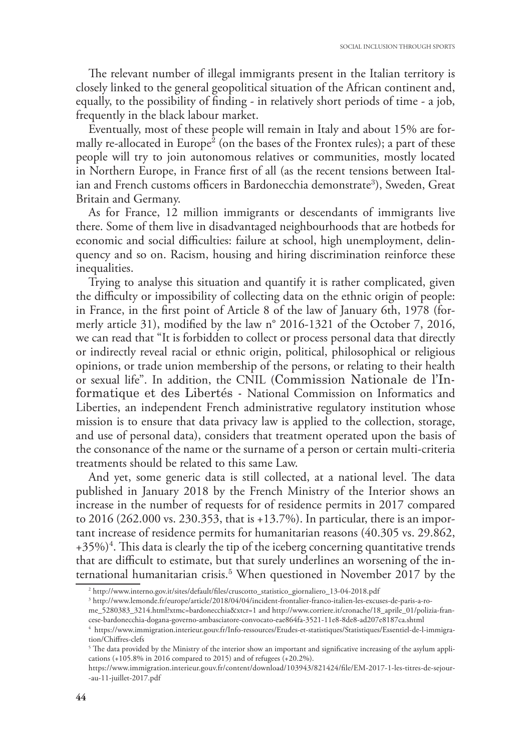The relevant number of illegal immigrants present in the Italian territory is closely linked to the general geopolitical situation of the African continent and, equally, to the possibility of finding - in relatively short periods of time - a job, frequently in the black labour market.

Eventually, most of these people will remain in Italy and about 15% are formally re-allocated in Europe[2] (on the bases of the Frontex rules); a part of these people will try to join autonomous relatives or communities, mostly located in Northern Europe, in France first of all (as the recent tensions between Italian and French customs officers in Bardonecchia demonstrate[3]), Sweden, Great Britain and Germany.

As for France, 12 million immigrants or descendants of immigrants live there. Some of them live in disadvantaged neighbourhoods that are hotbeds for economic and social difficulties: failure at school, high unemployment, delinquency and so on. Racism, housing and hiring discrimination reinforce these inequalities.

Trying to analyse this situation and quantify it is rather complicated, given the difficulty or impossibility of collecting data on the ethnic origin of people: in France, in the first point of Article 8 of the law of January 6th, 1978 (formerly article 31), modified by the law n° 2016-1321 of the October 7, 2016, we can read that "It is forbidden to collect or process personal data that directly or indirectly reveal racial or ethnic origin, political, philosophical or religious opinions, or trade union membership of the persons, or relating to their health or sexual life". In addition, the CNIL (Commission Nationale de l'Informatique et des Libertés - National Commission on Informatics and Liberties, an independent French administrative regulatory institution whose mission is to ensure that data privacy law is applied to the collection, storage, and use of personal data), considers that treatment operated upon the basis of the consonance of the name or the surname of a person or certain multi-criteria treatments should be related to this same Law.

And yet, some generic data is still collected, at a national level. The data published in January 2018 by the French Ministry of the Interior shows an increase in the number of requests for of residence permits in 2017 compared to 2016 (262.000 vs. 230.353, that is +13.7%). In particular, there is an important increase of residence permits for humanitarian reasons (40.305 vs. 29.862, +35%)[4]. This data is clearly the tip of the iceberg concerning quantitative trends that are difficult to estimate, but that surely underlines an worsening of the international humanitarian crisis.[5] When questioned in November 2017 by the

---

[2] http://www.interno.gov.it/sites/default/files/cruscotto_statistico_giornaliero_13-04-2018.pdf

[3] http://www.lemonde.fr/europe/article/2018/04/04/incident-frontalier-franco-italien-les-excuses-de-paris-a-rome_5280383_3214.html?xtmc=bardonecchia&xtcr=1 and http://www.corriere.it/cronache/18_aprile_01/polizia-francese-bardonecchia-dogana-governo-ambasciatore-convocato-eae864fa-3521-11e8-8de8-ad207e8187ca.shtml

[4] https://www.immigration.interieur.gouv.fr/Info-ressources/Etudes-et-statistiques/Statistiques/Essentiel-de-l-immigration/Chiffres-clefs

[5] The data provided by the Ministry of the interior show an important and significative increasing of the asylum applications (+105.8% in 2016 compared to 2015) and of refugees (+20.2%).
https://www.immigration.interieur.gouv.fr/content/download/103943/821424/file/EM-2017-1-les-titres-de-sejour--au-11-juillet-2017.pdf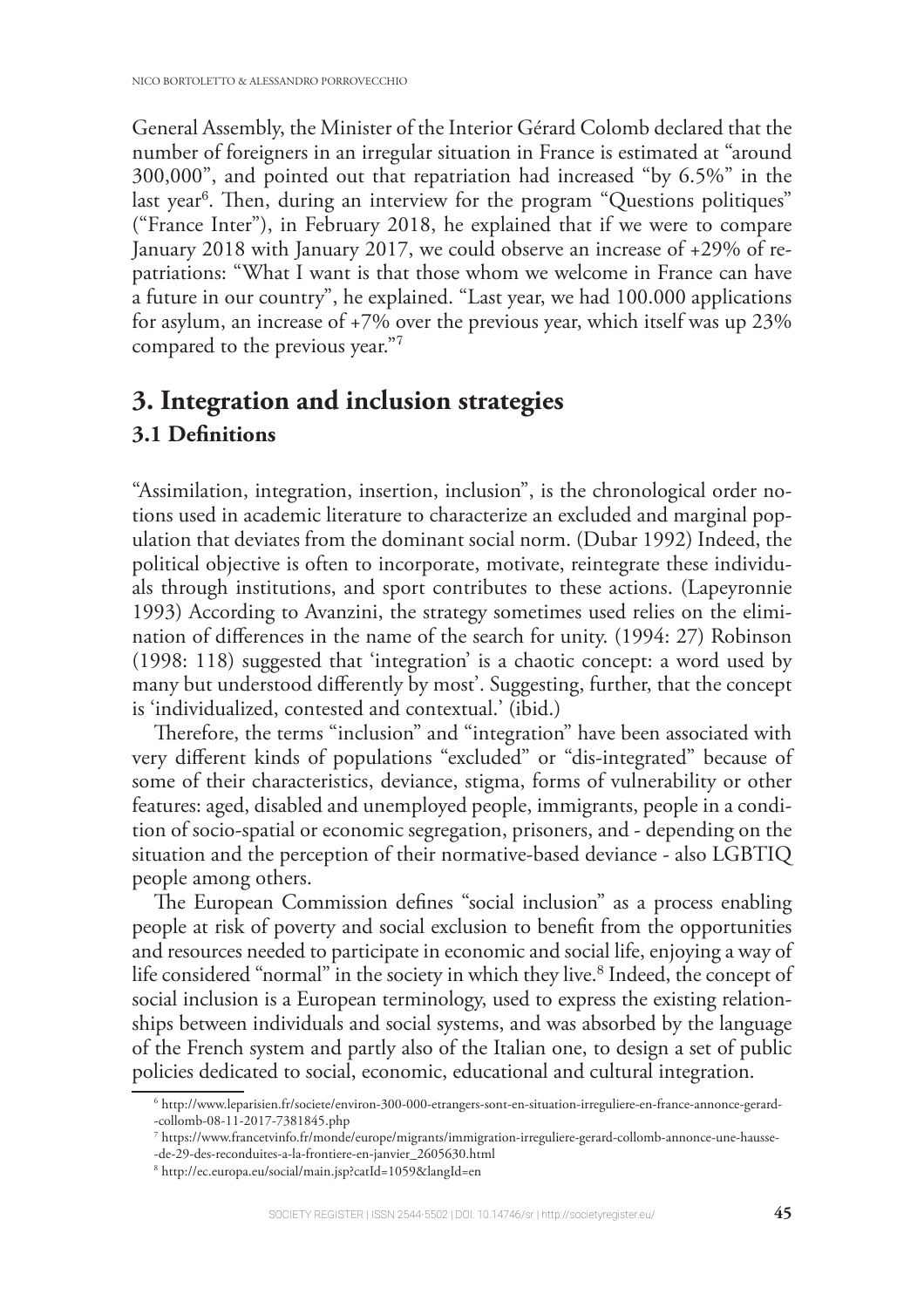General Assembly, the Minister of the Interior Gérard Colomb declared that the number of foreigners in an irregular situation in France is estimated at "around 300,000", and pointed out that repatriation had increased "by 6.5%" in the last year[6]. Then, during an interview for the program "Questions politiques" ("France Inter"), in February 2018, he explained that if we were to compare January 2018 with January 2017, we could observe an increase of +29% of repatriations: "What I want is that those whom we welcome in France can have a future in our country", he explained. "Last year, we had 100.000 applications for asylum, an increase of +7% over the previous year, which itself was up 23% compared to the previous year."[7]

## 3. Integration and inclusion strategies

### 3.1 Definitions

"Assimilation, integration, insertion, inclusion", is the chronological order notions used in academic literature to characterize an excluded and marginal population that deviates from the dominant social norm. (Dubar 1992) Indeed, the political objective is often to incorporate, motivate, reintegrate these individuals through institutions, and sport contributes to these actions. (Lapeyronnie 1993) According to Avanzini, the strategy sometimes used relies on the elimination of differences in the name of the search for unity. (1994: 27) Robinson (1998: 118) suggested that 'integration' is a chaotic concept: a word used by many but understood differently by most'. Suggesting, further, that the concept is 'individualized, contested and contextual.' (ibid.)

Therefore, the terms "inclusion" and "integration" have been associated with very different kinds of populations "excluded" or "dis-integrated" because of some of their characteristics, deviance, stigma, forms of vulnerability or other features: aged, disabled and unemployed people, immigrants, people in a condition of socio-spatial or economic segregation, prisoners, and - depending on the situation and the perception of their normative-based deviance - also LGBTIQ people among others.

The European Commission defines "social inclusion" as a process enabling people at risk of poverty and social exclusion to benefit from the opportunities and resources needed to participate in economic and social life, enjoying a way of life considered "normal" in the society in which they live.[8] Indeed, the concept of social inclusion is a European terminology, used to express the existing relationships between individuals and social systems, and was absorbed by the language of the French system and partly also of the Italian one, to design a set of public policies dedicated to social, economic, educational and cultural integration.

---

[6] http://www.leparisien.fr/societe/environ-300-000-etrangers-sont-en-situation-irreguliere-en-france-annonce-gerard--collomb-08-11-2017-7381845.php

[7] https://www.francetvinfo.fr/monde/europe/migrants/immigration-irreguliere-gerard-collomb-annonce-une-hausse--de-29-des-reconduites-a-la-frontiere-en-janvier_2605630.html

[8] http://ec.europa.eu/social/main.jsp?catId=1059&langId=en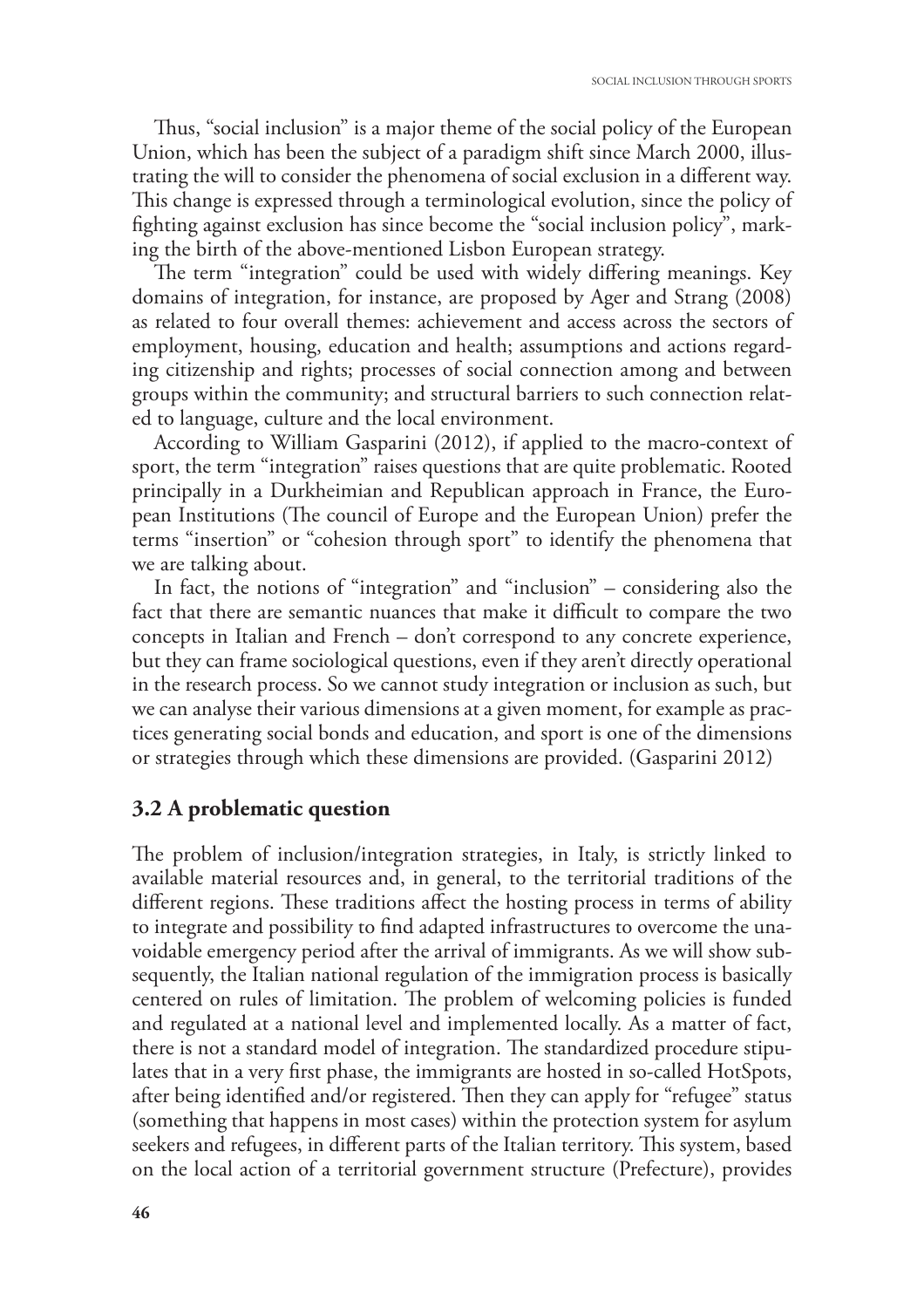Thus, "social inclusion" is a major theme of the social policy of the European Union, which has been the subject of a paradigm shift since March 2000, illustrating the will to consider the phenomena of social exclusion in a different way. This change is expressed through a terminological evolution, since the policy of fighting against exclusion has since become the "social inclusion policy", marking the birth of the above-mentioned Lisbon European strategy.

The term "integration" could be used with widely differing meanings. Key domains of integration, for instance, are proposed by Ager and Strang (2008) as related to four overall themes: achievement and access across the sectors of employment, housing, education and health; assumptions and actions regarding citizenship and rights; processes of social connection among and between groups within the community; and structural barriers to such connection related to language, culture and the local environment.

According to William Gasparini (2012), if applied to the macro-context of sport, the term "integration" raises questions that are quite problematic. Rooted principally in a Durkheimian and Republican approach in France, the European Institutions (The council of Europe and the European Union) prefer the terms "insertion" or "cohesion through sport" to identify the phenomena that we are talking about.

In fact, the notions of "integration" and "inclusion" – considering also the fact that there are semantic nuances that make it difficult to compare the two concepts in Italian and French – don't correspond to any concrete experience, but they can frame sociological questions, even if they aren't directly operational in the research process. So we cannot study integration or inclusion as such, but we can analyse their various dimensions at a given moment, for example as practices generating social bonds and education, and sport is one of the dimensions or strategies through which these dimensions are provided. (Gasparini 2012)

### 3.2 A problematic question

The problem of inclusion/integration strategies, in Italy, is strictly linked to available material resources and, in general, to the territorial traditions of the different regions. These traditions affect the hosting process in terms of ability to integrate and possibility to find adapted infrastructures to overcome the unavoidable emergency period after the arrival of immigrants. As we will show subsequently, the Italian national regulation of the immigration process is basically centered on rules of limitation. The problem of welcoming policies is funded and regulated at a national level and implemented locally. As a matter of fact, there is not a standard model of integration. The standardized procedure stipulates that in a very first phase, the immigrants are hosted in so-called HotSpots, after being identified and/or registered. Then they can apply for "refugee" status (something that happens in most cases) within the protection system for asylum seekers and refugees, in different parts of the Italian territory. This system, based on the local action of a territorial government structure (Prefecture), provides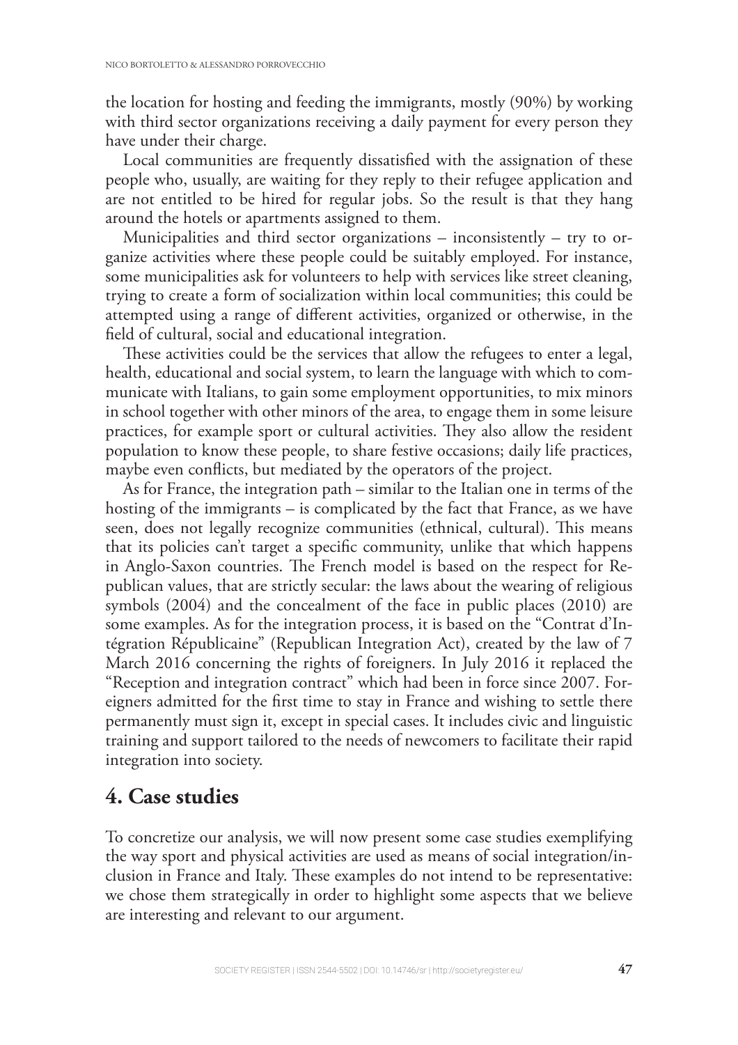the location for hosting and feeding the immigrants, mostly (90%) by working with third sector organizations receiving a daily payment for every person they have under their charge.

Local communities are frequently dissatisfied with the assignation of these people who, usually, are waiting for they reply to their refugee application and are not entitled to be hired for regular jobs. So the result is that they hang around the hotels or apartments assigned to them.

Municipalities and third sector organizations – inconsistently – try to organize activities where these people could be suitably employed. For instance, some municipalities ask for volunteers to help with services like street cleaning, trying to create a form of socialization within local communities; this could be attempted using a range of different activities, organized or otherwise, in the field of cultural, social and educational integration.

These activities could be the services that allow the refugees to enter a legal, health, educational and social system, to learn the language with which to communicate with Italians, to gain some employment opportunities, to mix minors in school together with other minors of the area, to engage them in some leisure practices, for example sport or cultural activities. They also allow the resident population to know these people, to share festive occasions; daily life practices, maybe even conflicts, but mediated by the operators of the project.

As for France, the integration path – similar to the Italian one in terms of the hosting of the immigrants – is complicated by the fact that France, as we have seen, does not legally recognize communities (ethnical, cultural). This means that its policies can't target a specific community, unlike that which happens in Anglo-Saxon countries. The French model is based on the respect for Republican values, that are strictly secular: the laws about the wearing of religious symbols (2004) and the concealment of the face in public places (2010) are some examples. As for the integration process, it is based on the "Contrat d'Intégration Républicaine" (Republican Integration Act), created by the law of 7 March 2016 concerning the rights of foreigners. In July 2016 it replaced the "Reception and integration contract" which had been in force since 2007. Foreigners admitted for the first time to stay in France and wishing to settle there permanently must sign it, except in special cases. It includes civic and linguistic training and support tailored to the needs of newcomers to facilitate their rapid integration into society.

## 4. Case studies

To concretize our analysis, we will now present some case studies exemplifying the way sport and physical activities are used as means of social integration/inclusion in France and Italy. These examples do not intend to be representative: we chose them strategically in order to highlight some aspects that we believe are interesting and relevant to our argument.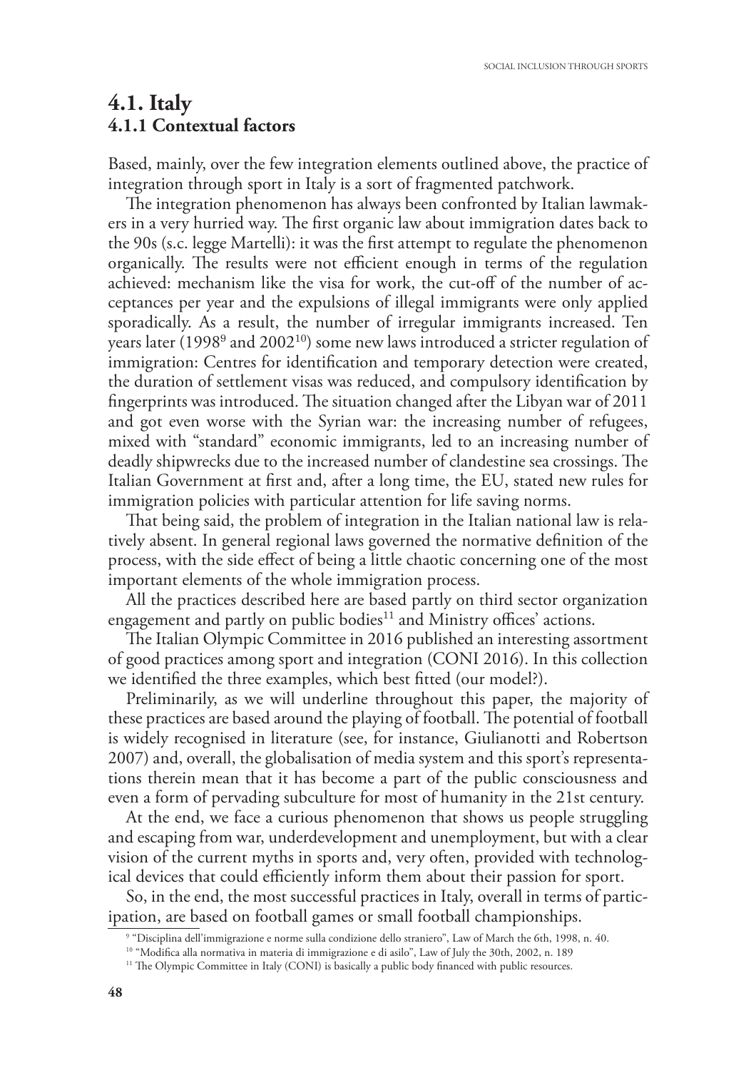# 4.1. Italy
## 4.1.1 Contextual factors

Based, mainly, over the few integration elements outlined above, the practice of integration through sport in Italy is a sort of fragmented patchwork.

The integration phenomenon has always been confronted by Italian lawmakers in a very hurried way. The first organic law about immigration dates back to the 90s (s.c. legge Martelli): it was the first attempt to regulate the phenomenon organically. The results were not efficient enough in terms of the regulation achieved: mechanism like the visa for work, the cut-off of the number of acceptances per year and the expulsions of illegal immigrants were only applied sporadically. As a result, the number of irregular immigrants increased. Ten years later (1998[9] and 2002[10]) some new laws introduced a stricter regulation of immigration: Centres for identification and temporary detection were created, the duration of settlement visas was reduced, and compulsory identification by fingerprints was introduced. The situation changed after the Libyan war of 2011 and got even worse with the Syrian war: the increasing number of refugees, mixed with "standard" economic immigrants, led to an increasing number of deadly shipwrecks due to the increased number of clandestine sea crossings. The Italian Government at first and, after a long time, the EU, stated new rules for immigration policies with particular attention for life saving norms.

That being said, the problem of integration in the Italian national law is relatively absent. In general regional laws governed the normative definition of the process, with the side effect of being a little chaotic concerning one of the most important elements of the whole immigration process.

All the practices described here are based partly on third sector organization engagement and partly on public bodies[11] and Ministry offices' actions.

The Italian Olympic Committee in 2016 published an interesting assortment of good practices among sport and integration (CONI 2016). In this collection we identified the three examples, which best fitted (our model?).

Preliminarily, as we will underline throughout this paper, the majority of these practices are based around the playing of football. The potential of football is widely recognised in literature (see, for instance, Giulianotti and Robertson 2007) and, overall, the globalisation of media system and this sport's representations therein mean that it has become a part of the public consciousness and even a form of pervading subculture for most of humanity in the 21st century.

At the end, we face a curious phenomenon that shows us people struggling and escaping from war, underdevelopment and unemployment, but with a clear vision of the current myths in sports and, very often, provided with technological devices that could efficiently inform them about their passion for sport.

So, in the end, the most successful practices in Italy, overall in terms of participation, are based on football games or small football championships.

[9] "Disciplina dell'immigrazione e norme sulla condizione dello straniero", Law of March the 6th, 1998, n. 40.

[10] "Modifica alla normativa in materia di immigrazione e di asilo", Law of July the 30th, 2002, n. 189

[11] The Olympic Committee in Italy (CONI) is basically a public body financed with public resources.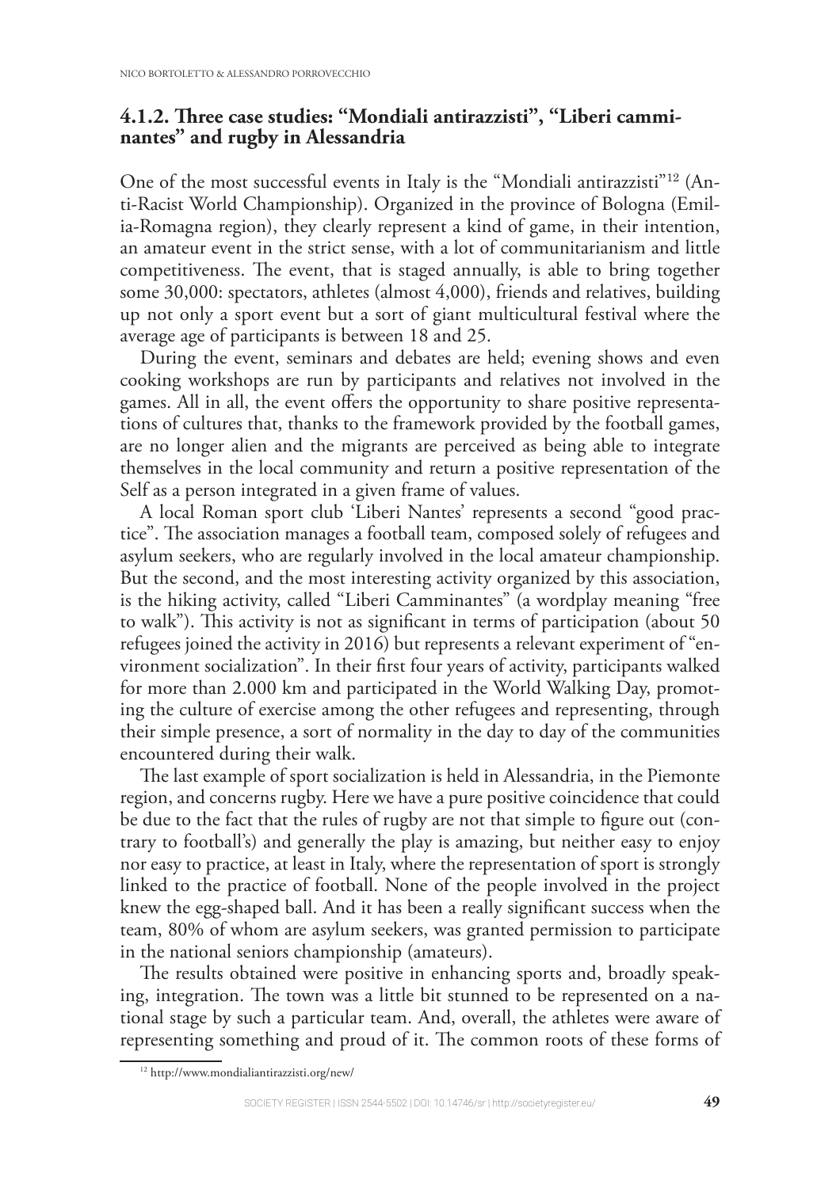### 4.1.2. Three case studies: "Mondiali antirazzisti", "Liberi camminantes" and rugby in Alessandria

One of the most successful events in Italy is the "Mondiali antirazzisti"[12] (Anti-Racist World Championship). Organized in the province of Bologna (Emilia-Romagna region), they clearly represent a kind of game, in their intention, an amateur event in the strict sense, with a lot of communitarianism and little competitiveness. The event, that is staged annually, is able to bring together some 30,000: spectators, athletes (almost 4,000), friends and relatives, building up not only a sport event but a sort of giant multicultural festival where the average age of participants is between 18 and 25.

During the event, seminars and debates are held; evening shows and even cooking workshops are run by participants and relatives not involved in the games. All in all, the event offers the opportunity to share positive representations of cultures that, thanks to the framework provided by the football games, are no longer alien and the migrants are perceived as being able to integrate themselves in the local community and return a positive representation of the Self as a person integrated in a given frame of values.

A local Roman sport club 'Liberi Nantes' represents a second "good practice". The association manages a football team, composed solely of refugees and asylum seekers, who are regularly involved in the local amateur championship. But the second, and the most interesting activity organized by this association, is the hiking activity, called "Liberi Camminantes" (a wordplay meaning "free to walk"). This activity is not as significant in terms of participation (about 50 refugees joined the activity in 2016) but represents a relevant experiment of "environment socialization". In their first four years of activity, participants walked for more than 2.000 km and participated in the World Walking Day, promoting the culture of exercise among the other refugees and representing, through their simple presence, a sort of normality in the day to day of the communities encountered during their walk.

The last example of sport socialization is held in Alessandria, in the Piemonte region, and concerns rugby. Here we have a pure positive coincidence that could be due to the fact that the rules of rugby are not that simple to figure out (contrary to football's) and generally the play is amazing, but neither easy to enjoy nor easy to practice, at least in Italy, where the representation of sport is strongly linked to the practice of football. None of the people involved in the project knew the egg-shaped ball. And it has been a really significant success when the team, 80% of whom are asylum seekers, was granted permission to participate in the national seniors championship (amateurs).

The results obtained were positive in enhancing sports and, broadly speaking, integration. The town was a little bit stunned to be represented on a national stage by such a particular team. And, overall, the athletes were aware of representing something and proud of it. The common roots of these forms of

[12] http://www.mondialiantirazzisti.org/new/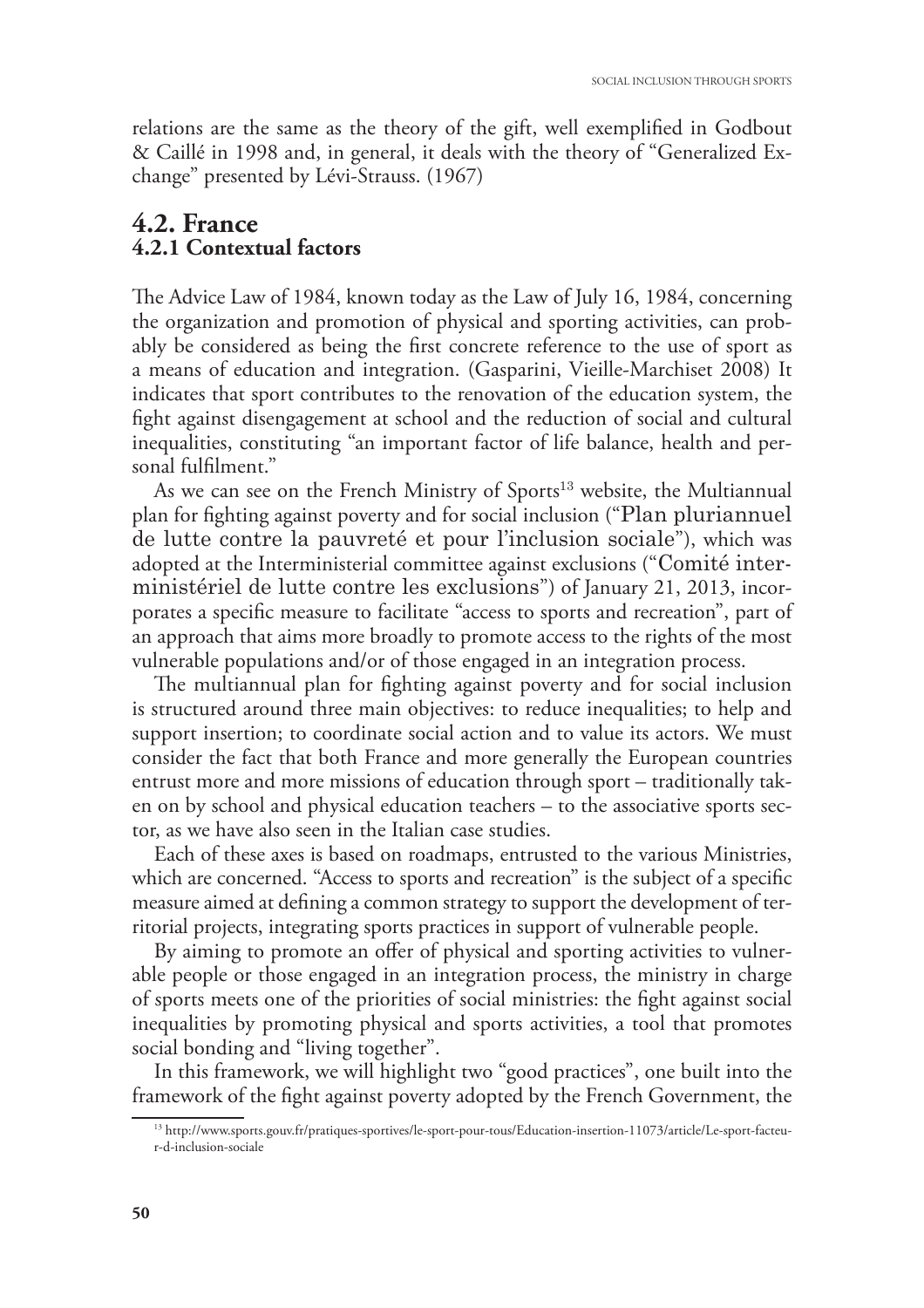relations are the same as the theory of the gift, well exemplified in Godbout & Caillé in 1998 and, in general, it deals with the theory of "Generalized Exchange" presented by Lévi-Strauss. (1967)

## 4.2. France

### 4.2.1 Contextual factors

The Advice Law of 1984, known today as the Law of July 16, 1984, concerning the organization and promotion of physical and sporting activities, can probably be considered as being the first concrete reference to the use of sport as a means of education and integration. (Gasparini, Vieille-Marchiset 2008) It indicates that sport contributes to the renovation of the education system, the fight against disengagement at school and the reduction of social and cultural inequalities, constituting "an important factor of life balance, health and personal fulfilment."

As we can see on the French Ministry of Sports[13] website, the Multiannual plan for fighting against poverty and for social inclusion ("Plan pluriannuel de lutte contre la pauvreté et pour l'inclusion sociale"), which was adopted at the Interministerial committee against exclusions ("Comité interministériel de lutte contre les exclusions") of January 21, 2013, incorporates a specific measure to facilitate "access to sports and recreation", part of an approach that aims more broadly to promote access to the rights of the most vulnerable populations and/or of those engaged in an integration process.

The multiannual plan for fighting against poverty and for social inclusion is structured around three main objectives: to reduce inequalities; to help and support insertion; to coordinate social action and to value its actors. We must consider the fact that both France and more generally the European countries entrust more and more missions of education through sport – traditionally taken on by school and physical education teachers – to the associative sports sector, as we have also seen in the Italian case studies.

Each of these axes is based on roadmaps, entrusted to the various Ministries, which are concerned. "Access to sports and recreation" is the subject of a specific measure aimed at defining a common strategy to support the development of territorial projects, integrating sports practices in support of vulnerable people.

By aiming to promote an offer of physical and sporting activities to vulnerable people or those engaged in an integration process, the ministry in charge of sports meets one of the priorities of social ministries: the fight against social inequalities by promoting physical and sports activities, a tool that promotes social bonding and "living together".

In this framework, we will highlight two "good practices", one built into the framework of the fight against poverty adopted by the French Government, the

[13] http://www.sports.gouv.fr/pratiques-sportives/le-sport-pour-tous/Education-insertion-11073/article/Le-sport-facteur-d-inclusion-sociale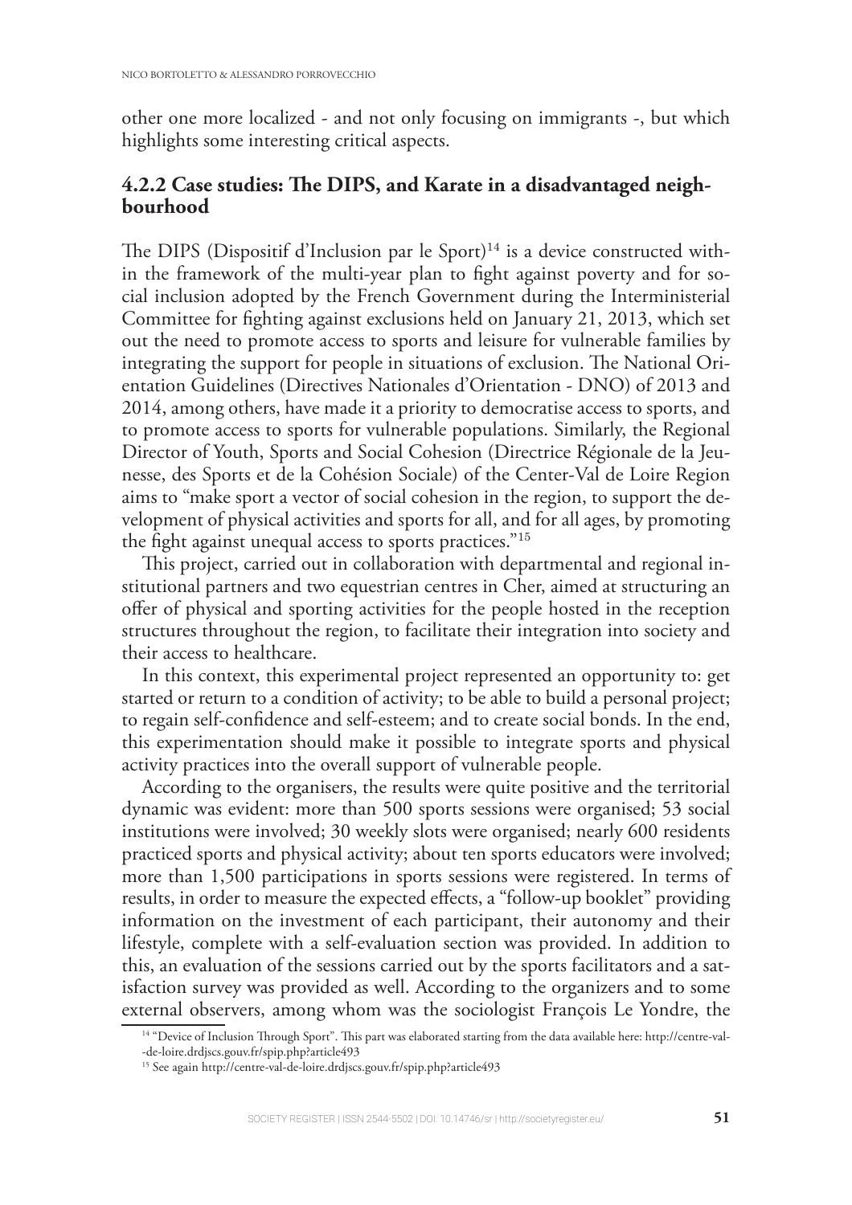other one more localized - and not only focusing on immigrants -, but which highlights some interesting critical aspects.

### 4.2.2 Case studies: The DIPS, and Karate in a disadvantaged neighbourhood

The DIPS (Dispositif d'Inclusion par le Sport)[14] is a device constructed within the framework of the multi-year plan to fight against poverty and for social inclusion adopted by the French Government during the Interministerial Committee for fighting against exclusions held on January 21, 2013, which set out the need to promote access to sports and leisure for vulnerable families by integrating the support for people in situations of exclusion. The National Orientation Guidelines (Directives Nationales d'Orientation - DNO) of 2013 and 2014, among others, have made it a priority to democratise access to sports, and to promote access to sports for vulnerable populations. Similarly, the Regional Director of Youth, Sports and Social Cohesion (Directrice Régionale de la Jeunesse, des Sports et de la Cohésion Sociale) of the Center-Val de Loire Region aims to "make sport a vector of social cohesion in the region, to support the development of physical activities and sports for all, and for all ages, by promoting the fight against unequal access to sports practices."[15]

This project, carried out in collaboration with departmental and regional institutional partners and two equestrian centres in Cher, aimed at structuring an offer of physical and sporting activities for the people hosted in the reception structures throughout the region, to facilitate their integration into society and their access to healthcare.

In this context, this experimental project represented an opportunity to: get started or return to a condition of activity; to be able to build a personal project; to regain self-confidence and self-esteem; and to create social bonds. In the end, this experimentation should make it possible to integrate sports and physical activity practices into the overall support of vulnerable people.

According to the organisers, the results were quite positive and the territorial dynamic was evident: more than 500 sports sessions were organised; 53 social institutions were involved; 30 weekly slots were organised; nearly 600 residents practiced sports and physical activity; about ten sports educators were involved; more than 1,500 participations in sports sessions were registered. In terms of results, in order to measure the expected effects, a "follow-up booklet" providing information on the investment of each participant, their autonomy and their lifestyle, complete with a self-evaluation section was provided. In addition to this, an evaluation of the sessions carried out by the sports facilitators and a satisfaction survey was provided as well. According to the organizers and to some external observers, among whom was the sociologist François Le Yondre, the

[14] "Device of Inclusion Through Sport". This part was elaborated starting from the data available here: http://centre-val--de-loire.drdjscs.gouv.fr/spip.php?article493

[15] See again http://centre-val-de-loire.drdjscs.gouv.fr/spip.php?article493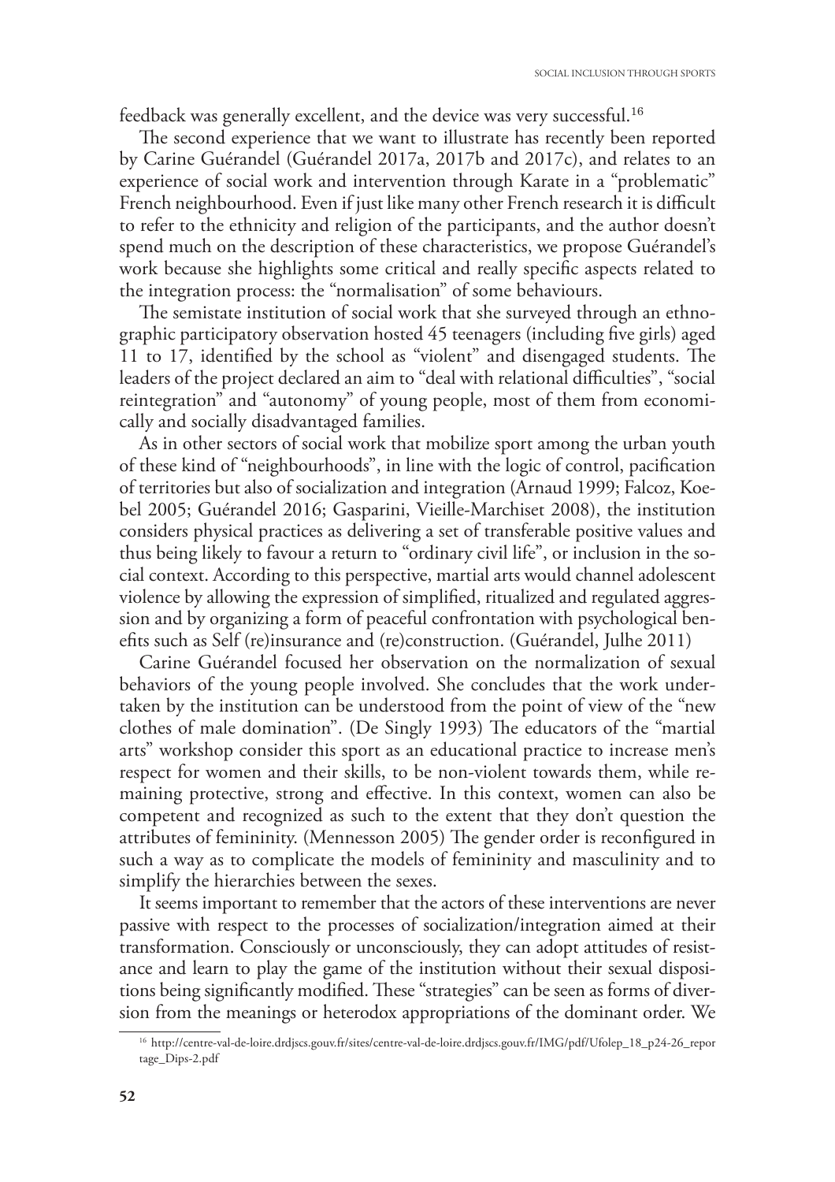feedback was generally excellent, and the device was very successful.[16]

The second experience that we want to illustrate has recently been reported by Carine Guérandel (Guérandel 2017a, 2017b and 2017c), and relates to an experience of social work and intervention through Karate in a "problematic" French neighbourhood. Even if just like many other French research it is difficult to refer to the ethnicity and religion of the participants, and the author doesn't spend much on the description of these characteristics, we propose Guérandel's work because she highlights some critical and really specific aspects related to the integration process: the "normalisation" of some behaviours.

The semistate institution of social work that she surveyed through an ethnographic participatory observation hosted 45 teenagers (including five girls) aged 11 to 17, identified by the school as "violent" and disengaged students. The leaders of the project declared an aim to "deal with relational difficulties", "social reintegration" and "autonomy" of young people, most of them from economically and socially disadvantaged families.

As in other sectors of social work that mobilize sport among the urban youth of these kind of "neighbourhoods", in line with the logic of control, pacification of territories but also of socialization and integration (Arnaud 1999; Falcoz, Koebel 2005; Guérandel 2016; Gasparini, Vieille-Marchiset 2008), the institution considers physical practices as delivering a set of transferable positive values and thus being likely to favour a return to "ordinary civil life", or inclusion in the social context. According to this perspective, martial arts would channel adolescent violence by allowing the expression of simplified, ritualized and regulated aggression and by organizing a form of peaceful confrontation with psychological benefits such as Self (re)insurance and (re)construction. (Guérandel, Julhe 2011)

Carine Guérandel focused her observation on the normalization of sexual behaviors of the young people involved. She concludes that the work undertaken by the institution can be understood from the point of view of the "new clothes of male domination". (De Singly 1993) The educators of the "martial arts" workshop consider this sport as an educational practice to increase men's respect for women and their skills, to be non-violent towards them, while remaining protective, strong and effective. In this context, women can also be competent and recognized as such to the extent that they don't question the attributes of femininity. (Mennesson 2005) The gender order is reconfigured in such a way as to complicate the models of femininity and masculinity and to simplify the hierarchies between the sexes.

It seems important to remember that the actors of these interventions are never passive with respect to the processes of socialization/integration aimed at their transformation. Consciously or unconsciously, they can adopt attitudes of resistance and learn to play the game of the institution without their sexual dispositions being significantly modified. These "strategies" can be seen as forms of diversion from the meanings or heterodox appropriations of the dominant order. We

[16] http://centre-val-de-loire.drdjscs.gouv.fr/sites/centre-val-de-loire.drdjscs.gouv.fr/IMG/pdf/Ufolep_18_p24-26_reportage_Dips-2.pdf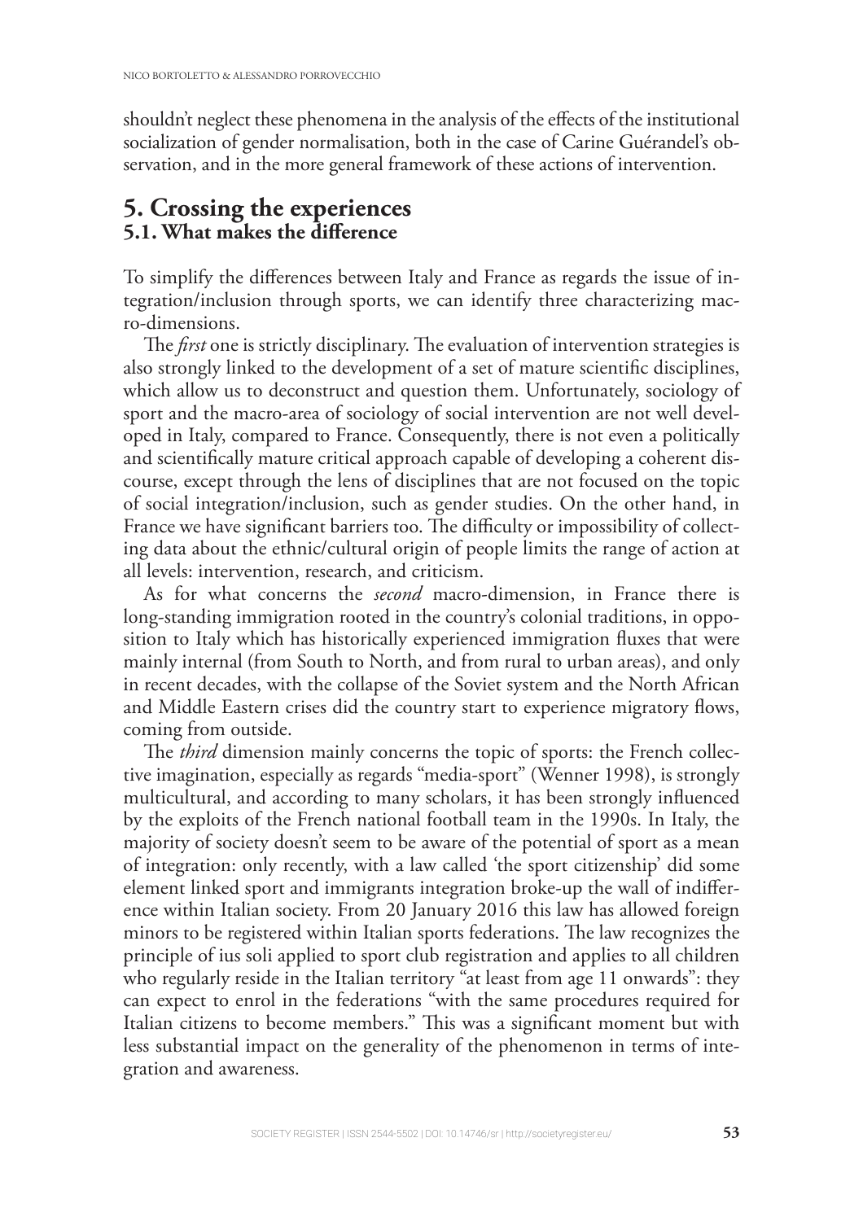shouldn't neglect these phenomena in the analysis of the effects of the institutional socialization of gender normalisation, both in the case of Carine Guérandel's observation, and in the more general framework of these actions of intervention.

## 5. Crossing the experiences

### 5.1. What makes the difference

To simplify the differences between Italy and France as regards the issue of integration/inclusion through sports, we can identify three characterizing macro-dimensions.

The *first* one is strictly disciplinary. The evaluation of intervention strategies is also strongly linked to the development of a set of mature scientific disciplines, which allow us to deconstruct and question them. Unfortunately, sociology of sport and the macro-area of sociology of social intervention are not well developed in Italy, compared to France. Consequently, there is not even a politically and scientifically mature critical approach capable of developing a coherent discourse, except through the lens of disciplines that are not focused on the topic of social integration/inclusion, such as gender studies. On the other hand, in France we have significant barriers too. The difficulty or impossibility of collecting data about the ethnic/cultural origin of people limits the range of action at all levels: intervention, research, and criticism.

As for what concerns the *second* macro-dimension, in France there is long-standing immigration rooted in the country's colonial traditions, in opposition to Italy which has historically experienced immigration fluxes that were mainly internal (from South to North, and from rural to urban areas), and only in recent decades, with the collapse of the Soviet system and the North African and Middle Eastern crises did the country start to experience migratory flows, coming from outside.

The *third* dimension mainly concerns the topic of sports: the French collective imagination, especially as regards "media-sport" (Wenner 1998), is strongly multicultural, and according to many scholars, it has been strongly influenced by the exploits of the French national football team in the 1990s. In Italy, the majority of society doesn't seem to be aware of the potential of sport as a mean of integration: only recently, with a law called 'the sport citizenship' did some element linked sport and immigrants integration broke-up the wall of indifference within Italian society. From 20 January 2016 this law has allowed foreign minors to be registered within Italian sports federations. The law recognizes the principle of ius soli applied to sport club registration and applies to all children who regularly reside in the Italian territory "at least from age 11 onwards": they can expect to enrol in the federations "with the same procedures required for Italian citizens to become members." This was a significant moment but with less substantial impact on the generality of the phenomenon in terms of integration and awareness.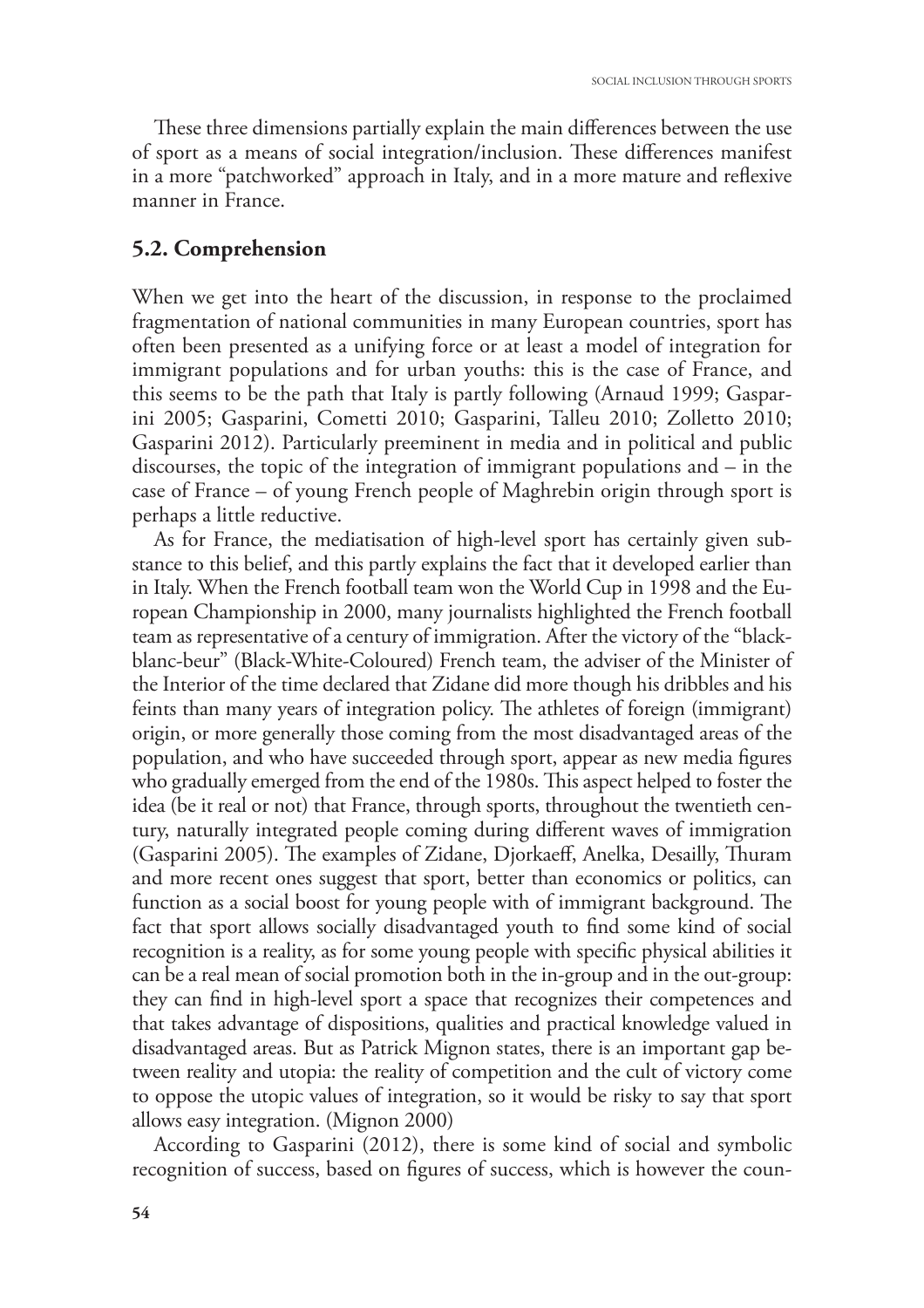These three dimensions partially explain the main differences between the use of sport as a means of social integration/inclusion. These differences manifest in a more "patchworked" approach in Italy, and in a more mature and reflexive manner in France.

## 5.2. Comprehension

When we get into the heart of the discussion, in response to the proclaimed fragmentation of national communities in many European countries, sport has often been presented as a unifying force or at least a model of integration for immigrant populations and for urban youths: this is the case of France, and this seems to be the path that Italy is partly following (Arnaud 1999; Gasparini 2005; Gasparini, Cometti 2010; Gasparini, Talleu 2010; Zolletto 2010; Gasparini 2012). Particularly preeminent in media and in political and public discourses, the topic of the integration of immigrant populations and – in the case of France – of young French people of Maghrebin origin through sport is perhaps a little reductive.

As for France, the mediatisation of high-level sport has certainly given substance to this belief, and this partly explains the fact that it developed earlier than in Italy. When the French football team won the World Cup in 1998 and the European Championship in 2000, many journalists highlighted the French football team as representative of a century of immigration. After the victory of the "black-blanc-beur" (Black-White-Coloured) French team, the adviser of the Minister of the Interior of the time declared that Zidane did more though his dribbles and his feints than many years of integration policy. The athletes of foreign (immigrant) origin, or more generally those coming from the most disadvantaged areas of the population, and who have succeeded through sport, appear as new media figures who gradually emerged from the end of the 1980s. This aspect helped to foster the idea (be it real or not) that France, through sports, throughout the twentieth century, naturally integrated people coming during different waves of immigration (Gasparini 2005). The examples of Zidane, Djorkaeff, Anelka, Desailly, Thuram and more recent ones suggest that sport, better than economics or politics, can function as a social boost for young people with of immigrant background. The fact that sport allows socially disadvantaged youth to find some kind of social recognition is a reality, as for some young people with specific physical abilities it can be a real mean of social promotion both in the in-group and in the out-group: they can find in high-level sport a space that recognizes their competences and that takes advantage of dispositions, qualities and practical knowledge valued in disadvantaged areas. But as Patrick Mignon states, there is an important gap between reality and utopia: the reality of competition and the cult of victory come to oppose the utopic values of integration, so it would be risky to say that sport allows easy integration. (Mignon 2000)

According to Gasparini (2012), there is some kind of social and symbolic recognition of success, based on figures of success, which is however the coun-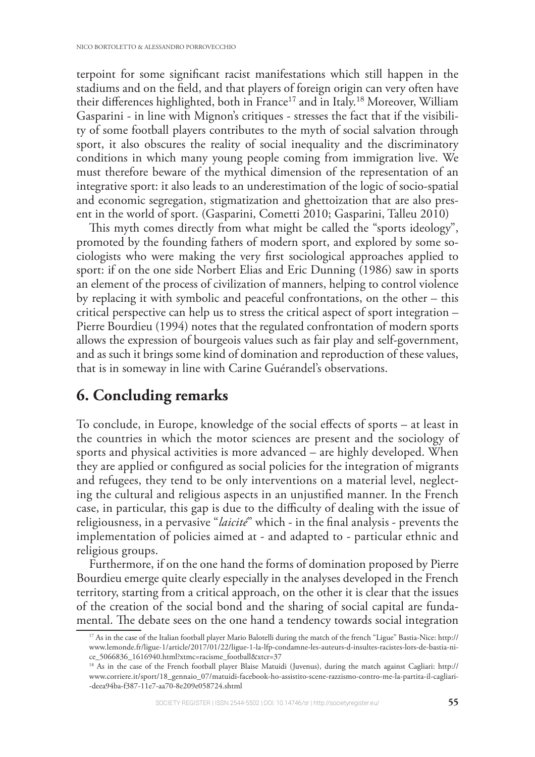terpoint for some significant racist manifestations which still happen in the stadiums and on the field, and that players of foreign origin can very often have their differences highlighted, both in France[17] and in Italy.[18] Moreover, William Gasparini - in line with Mignon's critiques - stresses the fact that if the visibility of some football players contributes to the myth of social salvation through sport, it also obscures the reality of social inequality and the discriminatory conditions in which many young people coming from immigration live. We must therefore beware of the mythical dimension of the representation of an integrative sport: it also leads to an underestimation of the logic of socio-spatial and economic segregation, stigmatization and ghettoization that are also present in the world of sport. (Gasparini, Cometti 2010; Gasparini, Talleu 2010)

This myth comes directly from what might be called the "sports ideology", promoted by the founding fathers of modern sport, and explored by some sociologists who were making the very first sociological approaches applied to sport: if on the one side Norbert Elias and Eric Dunning (1986) saw in sports an element of the process of civilization of manners, helping to control violence by replacing it with symbolic and peaceful confrontations, on the other – this critical perspective can help us to stress the critical aspect of sport integration – Pierre Bourdieu (1994) notes that the regulated confrontation of modern sports allows the expression of bourgeois values such as fair play and self-government, and as such it brings some kind of domination and reproduction of these values, that is in someway in line with Carine Guérandel's observations.

## 6. Concluding remarks

To conclude, in Europe, knowledge of the social effects of sports – at least in the countries in which the motor sciences are present and the sociology of sports and physical activities is more advanced – are highly developed. When they are applied or configured as social policies for the integration of migrants and refugees, they tend to be only interventions on a material level, neglecting the cultural and religious aspects in an unjustified manner. In the French case, in particular, this gap is due to the difficulty of dealing with the issue of religiousness, in a pervasive "*laicité*" which - in the final analysis - prevents the implementation of policies aimed at - and adapted to - particular ethnic and religious groups.

Furthermore, if on the one hand the forms of domination proposed by Pierre Bourdieu emerge quite clearly especially in the analyses developed in the French territory, starting from a critical approach, on the other it is clear that the issues of the creation of the social bond and the sharing of social capital are fundamental. The debate sees on the one hand a tendency towards social integration

---

[17] As in the case of the Italian football player Mario Balotelli during the match of the french "Ligue" Bastia-Nice: http://www.lemonde.fr/ligue-1/article/2017/01/22/ligue-1-la-lfp-condamne-les-auteurs-d-insultes-racistes-lors-de-bastia-nice_5066836_1616940.html?xtmc=racisme_football&xtcr=37

[18] As in the case of the French football player Blaise Matuidi (Juvenus), during the match against Cagliari: http://www.corriere.it/sport/18_gennaio_07/matuidi-facebook-ho-assistito-scene-razzismo-contro-me-la-partita-il-cagliari--deea94ba-f387-11e7-aa70-8e209e058724.shtml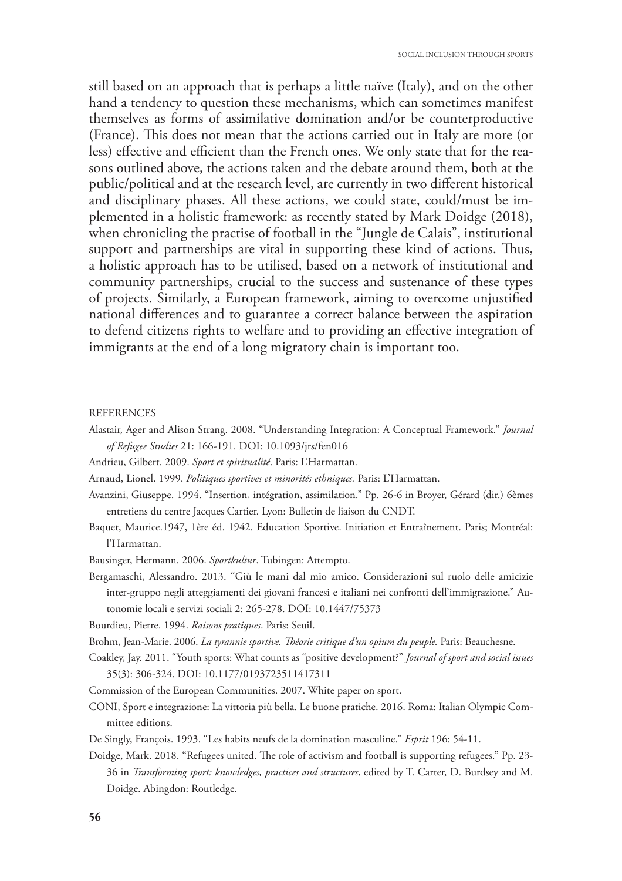still based on an approach that is perhaps a little naïve (Italy), and on the other hand a tendency to question these mechanisms, which can sometimes manifest themselves as forms of assimilative domination and/or be counterproductive (France). This does not mean that the actions carried out in Italy are more (or less) effective and efficient than the French ones. We only state that for the reasons outlined above, the actions taken and the debate around them, both at the public/political and at the research level, are currently in two different historical and disciplinary phases. All these actions, we could state, could/must be implemented in a holistic framework: as recently stated by Mark Doidge (2018), when chronicling the practise of football in the "Jungle de Calais", institutional support and partnerships are vital in supporting these kind of actions. Thus, a holistic approach has to be utilised, based on a network of institutional and community partnerships, crucial to the success and sustenance of these types of projects. Similarly, a European framework, aiming to overcome unjustified national differences and to guarantee a correct balance between the aspiration to defend citizens rights to welfare and to providing an effective integration of immigrants at the end of a long migratory chain is important too.

## REFERENCES

Alastair, Ager and Alison Strang. 2008. "Understanding Integration: A Conceptual Framework." *Journal of Refugee Studies* 21: 166-191. DOI: 10.1093/jrs/fen016

Andrieu, Gilbert. 2009. *Sport et spiritualité*. Paris: L'Harmattan.

Arnaud, Lionel. 1999. *Politiques sportives et minorités ethniques.* Paris: L'Harmattan.

Avanzini, Giuseppe. 1994. "Insertion, intégration, assimilation." Pp. 26-6 in Broyer, Gérard (dir.) 6èmes entretiens du centre Jacques Cartier. Lyon: Bulletin de liaison du CNDT.

Baquet, Maurice.1947, 1ère éd. 1942. Education Sportive. Initiation et Entraînement. Paris; Montréal: l'Harmattan.

Bausinger, Hermann. 2006. *Sportkultur*. Tubingen: Attempto.

Bergamaschi, Alessandro. 2013. "Giù le mani dal mio amico. Considerazioni sul ruolo delle amicizie inter-gruppo negli atteggiamenti dei giovani francesi e italiani nei confronti dell'immigrazione." Autonomie locali e servizi sociali 2: 265-278. DOI: 10.1447/75373

Bourdieu, Pierre. 1994. *Raisons pratiques*. Paris: Seuil.

Brohm, Jean-Marie. 2006. *La tyrannie sportive. Théorie critique d'un opium du peuple.* Paris: Beauchesne.

Coakley, Jay. 2011. "Youth sports: What counts as "positive development?" *Journal of sport and social issues* 35(3): 306-324. DOI: 10.1177/0193723511417311

Commission of the European Communities. 2007. White paper on sport.

CONI, Sport e integrazione: La vittoria più bella. Le buone pratiche. 2016. Roma: Italian Olympic Committee editions.

De Singly, François. 1993. "Les habits neufs de la domination masculine." *Esprit* 196: 54-11.

Doidge, Mark. 2018. "Refugees united. The role of activism and football is supporting refugees." Pp. 23-36 in *Transforming sport: knowledges, practices and structures*, edited by T. Carter, D. Burdsey and M. Doidge. Abingdon: Routledge.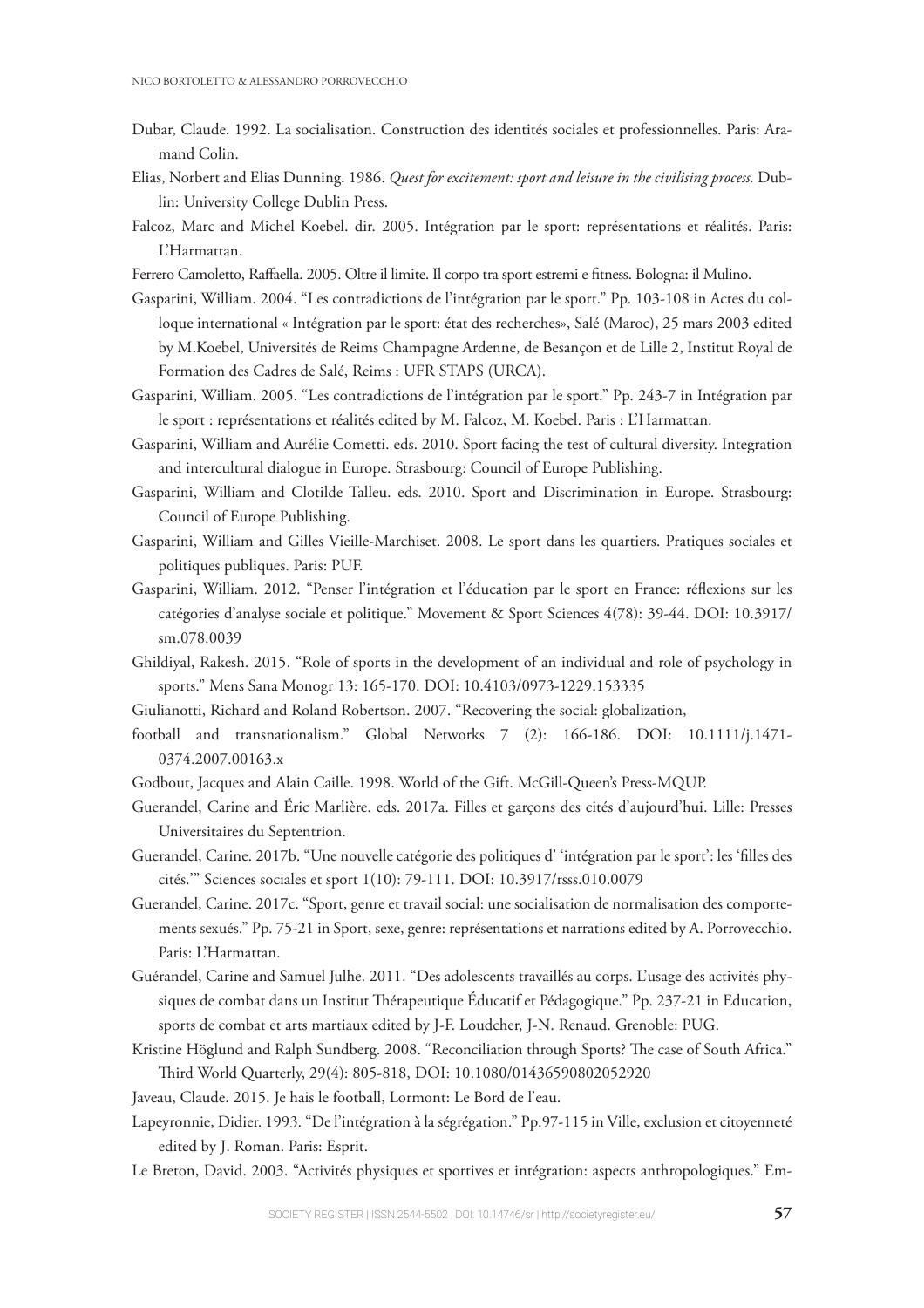Dubar, Claude. 1992. La socialisation. Construction des identités sociales et professionnelles. Paris: Aramand Colin.

Elias, Norbert and Elias Dunning. 1986. *Quest for excitement: sport and leisure in the civilising process.* Dublin: University College Dublin Press.

Falcoz, Marc and Michel Koebel. dir. 2005. Intégration par le sport: représentations et réalités. Paris: L'Harmattan.

Ferrero Camoletto, Raffaella. 2005. Oltre il limite. Il corpo tra sport estremi e fitness. Bologna: il Mulino.

Gasparini, William. 2004. "Les contradictions de l'intégration par le sport." Pp. 103-108 in Actes du colloque international « Intégration par le sport: état des recherches», Salé (Maroc), 25 mars 2003 edited by M.Koebel, Universités de Reims Champagne Ardenne, de Besançon et de Lille 2, Institut Royal de Formation des Cadres de Salé, Reims : UFR STAPS (URCA).

Gasparini, William. 2005. "Les contradictions de l'intégration par le sport." Pp. 243-7 in Intégration par le sport : représentations et réalités edited by M. Falcoz, M. Koebel. Paris : L'Harmattan.

Gasparini, William and Aurélie Cometti. eds. 2010. Sport facing the test of cultural diversity. Integration and intercultural dialogue in Europe. Strasbourg: Council of Europe Publishing.

Gasparini, William and Clotilde Talleu. eds. 2010. Sport and Discrimination in Europe. Strasbourg: Council of Europe Publishing.

Gasparini, William and Gilles Vieille-Marchiset. 2008. Le sport dans les quartiers. Pratiques sociales et politiques publiques. Paris: PUF.

Gasparini, William. 2012. "Penser l'intégration et l'éducation par le sport en France: réflexions sur les catégories d'analyse sociale et politique." Movement & Sport Sciences 4(78): 39-44. DOI: 10.3917/sm.078.0039

Ghildiyal, Rakesh. 2015. "Role of sports in the development of an individual and role of psychology in sports." Mens Sana Monogr 13: 165-170. DOI: 10.4103/0973-1229.153335

Giulianotti, Richard and Roland Robertson. 2007. "Recovering the social: globalization,
football and transnationalism." Global Networks 7 (2): 166-186. DOI: 10.1111/j.1471-0374.2007.00163.x

Godbout, Jacques and Alain Caille. 1998. World of the Gift. McGill-Queen's Press-MQUP.

Guerandel, Carine and Éric Marlière. eds. 2017a. Filles et garçons des cités d'aujourd'hui. Lille: Presses Universitaires du Septentrion.

Guerandel, Carine. 2017b. "Une nouvelle catégorie des politiques d' 'intégration par le sport': les 'filles des cités.'" Sciences sociales et sport 1(10): 79-111. DOI: 10.3917/rsss.010.0079

Guerandel, Carine. 2017c. "Sport, genre et travail social: une socialisation de normalisation des comportements sexués." Pp. 75-21 in Sport, sexe, genre: représentations et narrations edited by A. Porrovecchio. Paris: L'Harmattan.

Guérandel, Carine and Samuel Julhe. 2011. "Des adolescents travaillés au corps. L'usage des activités physiques de combat dans un Institut Thérapeutique Éducatif et Pédagogique." Pp. 237-21 in Education, sports de combat et arts martiaux edited by J-F. Loudcher, J-N. Renaud. Grenoble: PUG.

Kristine Höglund and Ralph Sundberg. 2008. "Reconciliation through Sports? The case of South Africa." Third World Quarterly, 29(4): 805-818, DOI: 10.1080/01436590802052920

Javeau, Claude. 2015. Je hais le football, Lormont: Le Bord de l'eau.

Lapeyronnie, Didier. 1993. "De l'intégration à la ségrégation." Pp.97-115 in Ville, exclusion et citoyenneté edited by J. Roman. Paris: Esprit.

Le Breton, David. 2003. "Activités physiques et sportives et intégration: aspects anthropologiques." Em-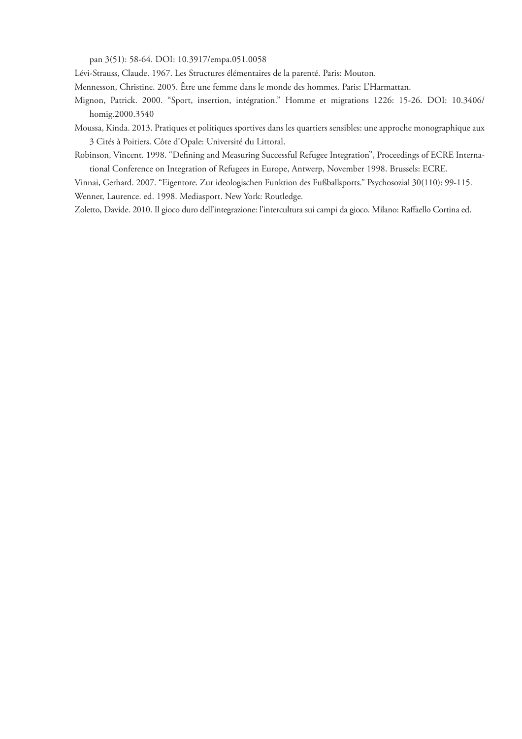pan 3(51): 58-64. DOI: 10.3917/empa.051.0058

Lévi-Strauss, Claude. 1967. Les Structures élémentaires de la parenté. Paris: Mouton.

Mennesson, Christine. 2005. Être une femme dans le monde des hommes. Paris: L'Harmattan.

Mignon, Patrick. 2000. "Sport, insertion, intégration." Homme et migrations 1226: 15-26. DOI: 10.3406/homig.2000.3540

Moussa, Kinda. 2013. Pratiques et politiques sportives dans les quartiers sensibles: une approche monographique aux 3 Cités à Poitiers. Côte d'Opale: Université du Littoral.

Robinson, Vincent. 1998. "Defining and Measuring Successful Refugee Integration", Proceedings of ECRE International Conference on Integration of Refugees in Europe, Antwerp, November 1998. Brussels: ECRE.

Vinnai, Gerhard. 2007. "Eigentore. Zur ideologischen Funktion des Fußballsports." Psychosozial 30(110): 99-115.

Wenner, Laurence. ed. 1998. Mediasport. New York: Routledge.

Zoletto, Davide. 2010. Il gioco duro dell'integrazione: l'intercultura sui campi da gioco. Milano: Raffaello Cortina ed.